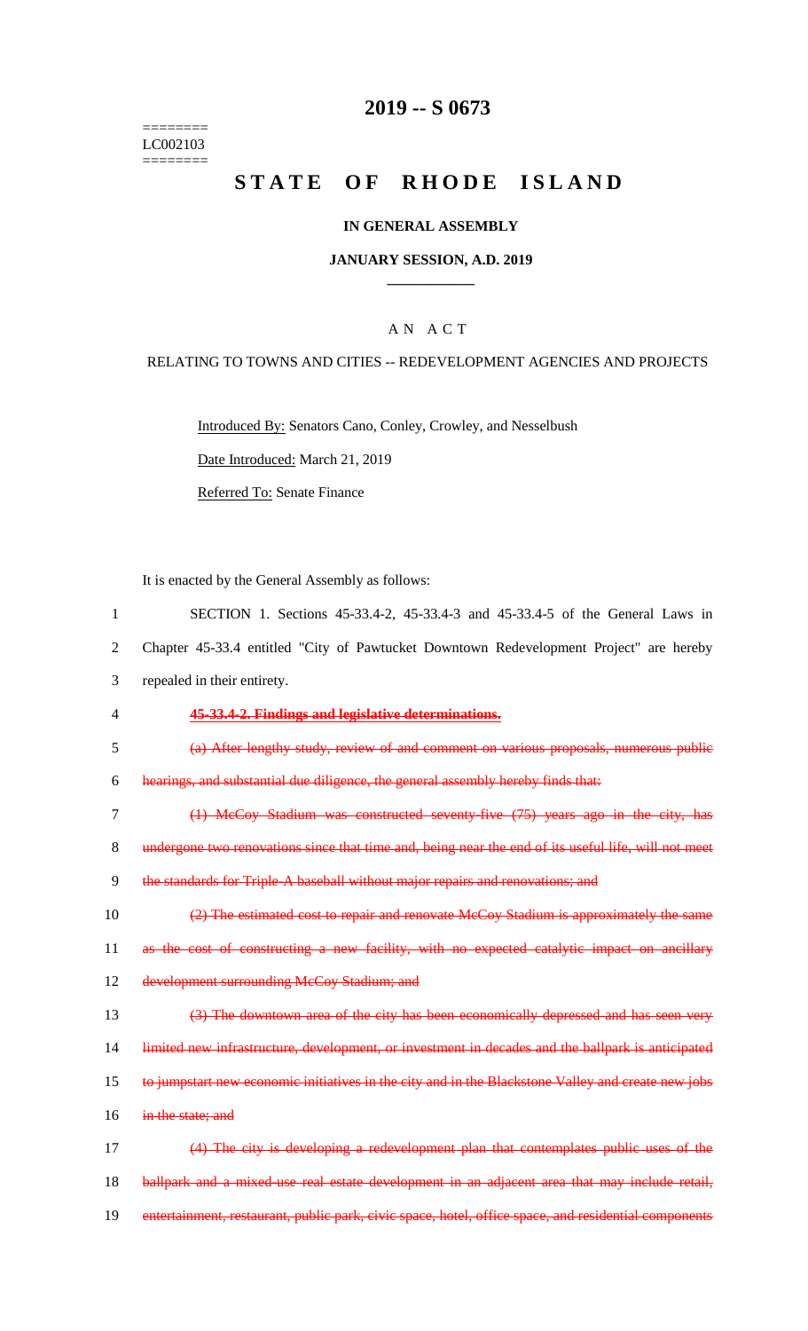========
LC002103
========

# 2019 -- S 0673

# STATE OF RHODE ISLAND

## IN GENERAL ASSEMBLY

## JANUARY SESSION, A.D. 2019

## A N A C T

RELATING TO TOWNS AND CITIES -- REDEVELOPMENT AGENCIES AND PROJECTS

Introduced By: Senators Cano, Conley, Crowley, and Nesselbush

Date Introduced: March 21, 2019

Referred To: Senate Finance

It is enacted by the General Assembly as follows:

1 SECTION 1. Sections 45-33.4-2, 45-33.4-3 and 45-33.4-5 of the General Laws in
2 Chapter 45-33.4 entitled "City of Pawtucket Downtown Redevelopment Project" are hereby
3 repealed in their entirety.

4 ~~**45-33.4-2. Findings and legislative determinations.**~~

5 ~~(a) After lengthy study, review of and comment on various proposals, numerous public~~
6 ~~hearings, and substantial due diligence, the general assembly hereby finds that:~~

7 ~~(1) McCoy Stadium was constructed seventy-five (75) years ago in the city, has~~
8 ~~undergone two renovations since that time and, being near the end of its useful life, will not meet~~
9 ~~the standards for Triple-A baseball without major repairs and renovations; and~~

10 ~~(2) The estimated cost to repair and renovate McCoy Stadium is approximately the same~~
11 ~~as the cost of constructing a new facility, with no expected catalytic impact on ancillary~~
12 ~~development surrounding McCoy Stadium; and~~

13 ~~(3) The downtown area of the city has been economically depressed and has seen very~~
14 ~~limited new infrastructure, development, or investment in decades and the ballpark is anticipated~~
15 ~~to jumpstart new economic initiatives in the city and in the Blackstone Valley and create new jobs~~
16 ~~in the state; and~~

17 ~~(4) The city is developing a redevelopment plan that contemplates public uses of the~~
18 ~~ballpark and a mixed-use real estate development in an adjacent area that may include retail,~~
19 ~~entertainment, restaurant, public park, civic space, hotel, office space, and residential components~~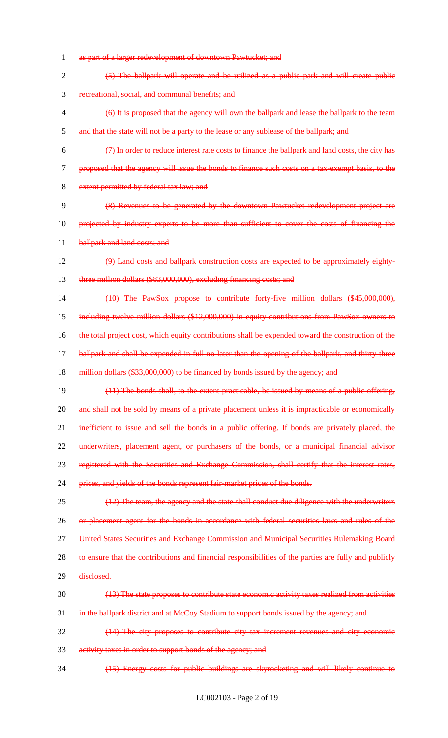~~as part of a larger redevelopment of downtown Pawtucket; and~~

~~(5) The ballpark will operate and be utilized as a public park and will create public recreational, social, and communal benefits; and~~

~~(6) It is proposed that the agency will own the ballpark and lease the ballpark to the team and that the state will not be a party to the lease or any sublease of the ballpark; and~~

~~(7) In order to reduce interest rate costs to finance the ballpark and land costs, the city has proposed that the agency will issue the bonds to finance such costs on a tax-exempt basis, to the extent permitted by federal tax law; and~~

~~(8) Revenues to be generated by the downtown Pawtucket redevelopment project are projected by industry experts to be more than sufficient to cover the costs of financing the ballpark and land costs; and~~

~~(9) Land costs and ballpark construction costs are expected to be approximately eighty-three million dollars ($83,000,000), excluding financing costs; and~~

~~(10) The PawSox propose to contribute forty-five million dollars ($45,000,000), including twelve million dollars ($12,000,000) in equity contributions from PawSox owners to the total project cost, which equity contributions shall be expended toward the construction of the ballpark and shall be expended in full no later than the opening of the ballpark, and thirty-three million dollars ($33,000,000) to be financed by bonds issued by the agency; and~~

~~(11) The bonds shall, to the extent practicable, be issued by means of a public offering, and shall not be sold by means of a private placement unless it is impracticable or economically inefficient to issue and sell the bonds in a public offering. If bonds are privately placed, the underwriters, placement agent, or purchasers of the bonds, or a municipal financial advisor registered with the Securities and Exchange Commission, shall certify that the interest rates, prices, and yields of the bonds represent fair-market prices of the bonds.~~

~~(12) The team, the agency and the state shall conduct due diligence with the underwriters or placement agent for the bonds in accordance with federal securities laws and rules of the United States Securities and Exchange Commission and Municipal Securities Rulemaking Board to ensure that the contributions and financial responsibilities of the parties are fully and publicly disclosed.~~

~~(13) The state proposes to contribute state economic activity taxes realized from activities in the ballpark district and at McCoy Stadium to support bonds issued by the agency; and~~

~~(14) The city proposes to contribute city tax increment revenues and city economic activity taxes in order to support bonds of the agency; and~~

~~(15) Energy costs for public buildings are skyrocketing and will likely continue to~~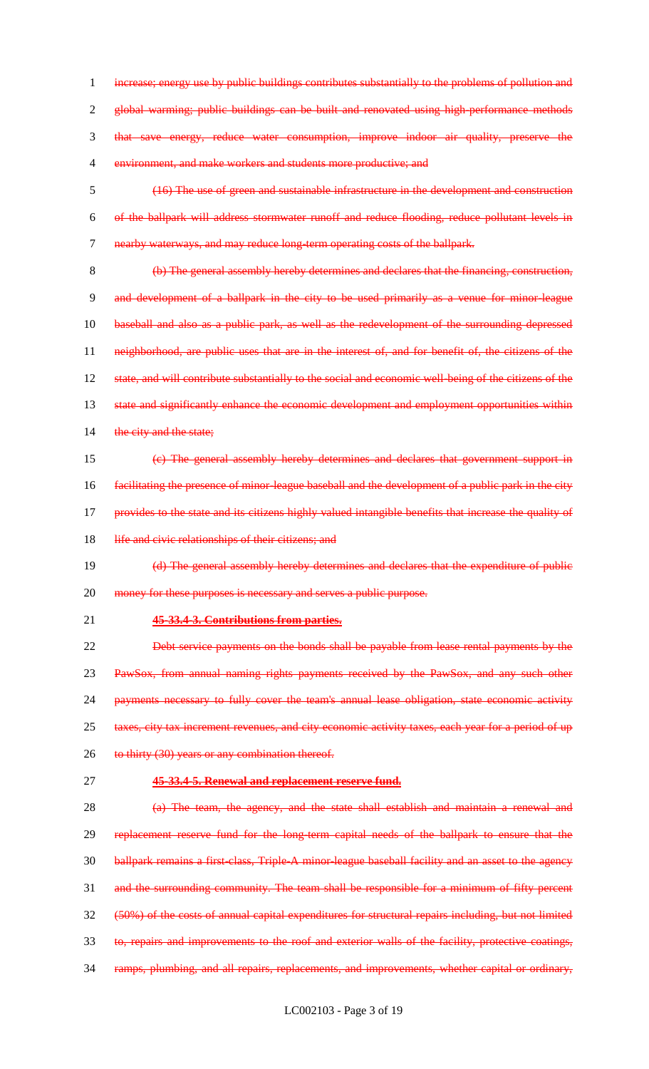increase; energy use by public buildings contributes substantially to the problems of pollution and global warming; public buildings can be built and renovated using high-performance methods that save energy, reduce water consumption, improve indoor air quality, preserve the environment, and make workers and students more productive; and

(16) The use of green and sustainable infrastructure in the development and construction of the ballpark will address stormwater runoff and reduce flooding, reduce pollutant levels in nearby waterways, and may reduce long-term operating costs of the ballpark.

(b) The general assembly hereby determines and declares that the financing, construction, and development of a ballpark in the city to be used primarily as a venue for minor-league baseball and also as a public park, as well as the redevelopment of the surrounding depressed neighborhood, are public uses that are in the interest of, and for benefit of, the citizens of the state, and will contribute substantially to the social and economic well-being of the citizens of the state and significantly enhance the economic development and employment opportunities within the city and the state;

(c) The general assembly hereby determines and declares that government support in facilitating the presence of minor-league baseball and the development of a public park in the city provides to the state and its citizens highly valued intangible benefits that increase the quality of life and civic relationships of their citizens; and

(d) The general assembly hereby determines and declares that the expenditure of public money for these purposes is necessary and serves a public purpose.

**45-33.4-3. Contributions from parties.**

Debt service payments on the bonds shall be payable from lease rental payments by the PawSox, from annual naming rights payments received by the PawSox, and any such other payments necessary to fully cover the team's annual lease obligation, state economic activity taxes, city tax increment revenues, and city economic activity taxes, each year for a period of up to thirty (30) years or any combination thereof.

**45-33.4-5. Renewal and replacement reserve fund.**

(a) The team, the agency, and the state shall establish and maintain a renewal and replacement reserve fund for the long-term capital needs of the ballpark to ensure that the ballpark remains a first-class, Triple-A minor-league baseball facility and an asset to the agency and the surrounding community. The team shall be responsible for a minimum of fifty percent (50%) of the costs of annual capital expenditures for structural repairs including, but not limited to, repairs and improvements to the roof and exterior walls of the facility, protective coatings, ramps, plumbing, and all repairs, replacements, and improvements, whether capital or ordinary,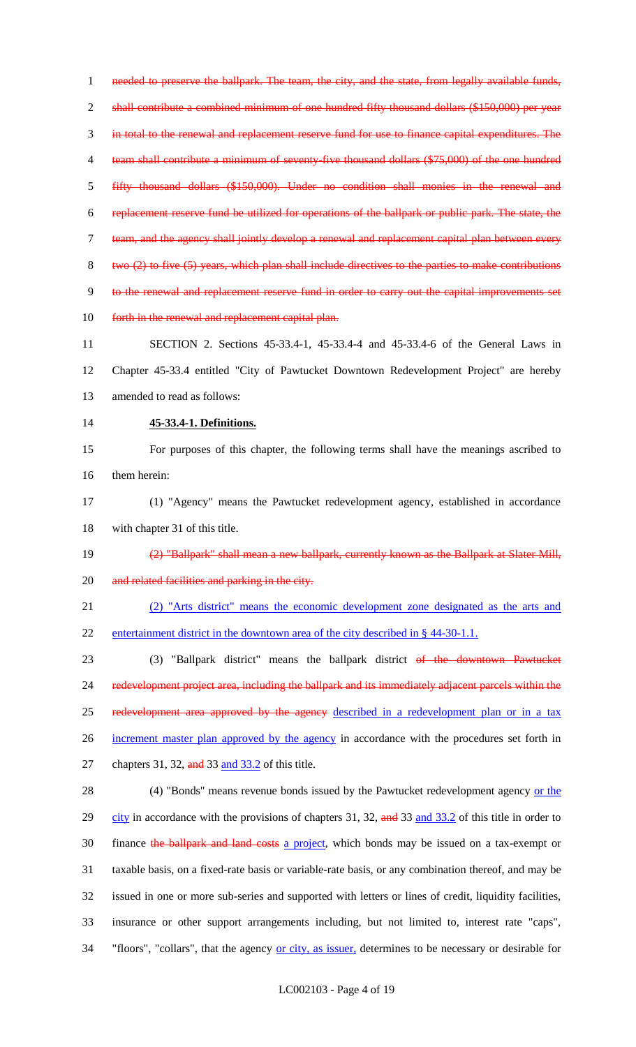needed to preserve the ballpark. The team, the city, and the state, from legally available funds, shall contribute a combined minimum of one hundred fifty thousand dollars ($150,000) per year in total to the renewal and replacement reserve fund for use to finance capital expenditures. The team shall contribute a minimum of seventy-five thousand dollars ($75,000) of the one hundred fifty thousand dollars ($150,000). Under no condition shall monies in the renewal and replacement reserve fund be utilized for operations of the ballpark or public park. The state, the team, and the agency shall jointly develop a renewal and replacement capital plan between every two (2) to five (5) years, which plan shall include directives to the parties to make contributions to the renewal and replacement reserve fund in order to carry out the capital improvements set forth in the renewal and replacement capital plan.

SECTION 2. Sections 45-33.4-1, 45-33.4-4 and 45-33.4-6 of the General Laws in Chapter 45-33.4 entitled "City of Pawtucket Downtown Redevelopment Project" are hereby amended to read as follows:

**45-33.4-1. Definitions.**

For purposes of this chapter, the following terms shall have the meanings ascribed to them herein:

(1) "Agency" means the Pawtucket redevelopment agency, established in accordance with chapter 31 of this title.

(2) "Ballpark" shall mean a new ballpark, currently known as the Ballpark at Slater Mill, and related facilities and parking in the city.

(2) "Arts district" means the economic development zone designated as the arts and entertainment district in the downtown area of the city described in § 44-30-1.1.

(3) "Ballpark district" means the ballpark district of the downtown Pawtucket redevelopment project area, including the ballpark and its immediately adjacent parcels within the redevelopment area approved by the agency described in a redevelopment plan or in a tax increment master plan approved by the agency in accordance with the procedures set forth in chapters 31, 32, and 33 and 33.2 of this title.

(4) "Bonds" means revenue bonds issued by the Pawtucket redevelopment agency or the city in accordance with the provisions of chapters 31, 32, and 33 and 33.2 of this title in order to finance the ballpark and land costs a project, which bonds may be issued on a tax-exempt or taxable basis, on a fixed-rate basis or variable-rate basis, or any combination thereof, and may be issued in one or more sub-series and supported with letters or lines of credit, liquidity facilities, insurance or other support arrangements including, but not limited to, interest rate "caps", "floors", "collars", that the agency or city, as issuer, determines to be necessary or desirable for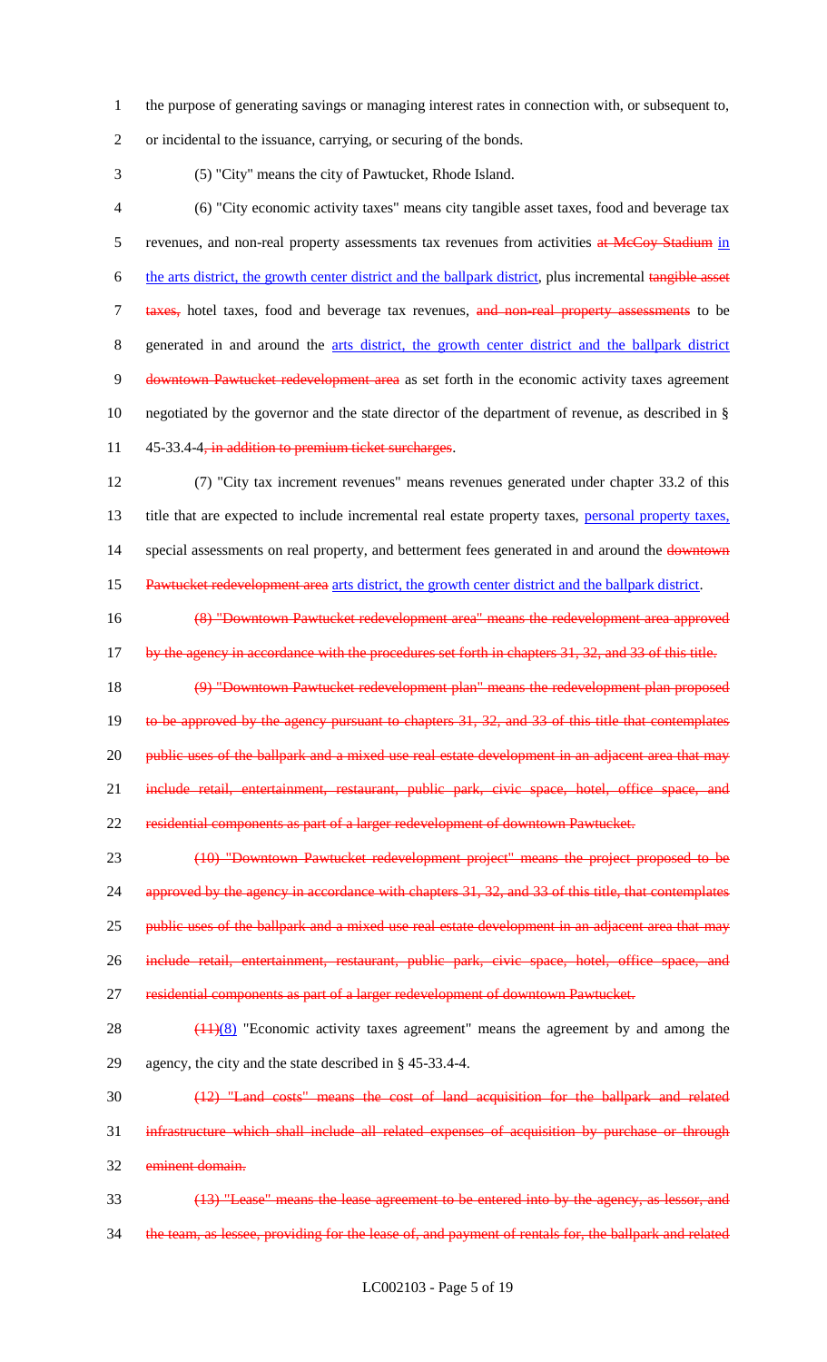the purpose of generating savings or managing interest rates in connection with, or subsequent to, or incidental to the issuance, carrying, or securing of the bonds.

(5) "City" means the city of Pawtucket, Rhode Island.

(6) "City economic activity taxes" means city tangible asset taxes, food and beverage tax revenues, and non-real property assessments tax revenues from activities ~~at McCoy Stadium~~ in the arts district, the growth center district and the ballpark district, plus incremental ~~tangible asset taxes,~~ hotel taxes, food and beverage tax revenues, ~~and non-real property assessments~~ to be generated in and around the arts district, the growth center district and the ballpark district ~~downtown Pawtucket redevelopment area~~ as set forth in the economic activity taxes agreement negotiated by the governor and the state director of the department of revenue, as described in § 45-33.4-4~~, in addition to premium ticket surcharges~~.

(7) "City tax increment revenues" means revenues generated under chapter 33.2 of this title that are expected to include incremental real estate property taxes, personal property taxes, special assessments on real property, and betterment fees generated in and around the ~~downtown Pawtucket redevelopment area~~ arts district, the growth center district and the ballpark district.

~~(8) "Downtown Pawtucket redevelopment area" means the redevelopment area approved by the agency in accordance with the procedures set forth in chapters 31, 32, and 33 of this title.~~

~~(9) "Downtown Pawtucket redevelopment plan" means the redevelopment plan proposed to be approved by the agency pursuant to chapters 31, 32, and 33 of this title that contemplates public uses of the ballpark and a mixed use real estate development in an adjacent area that may include retail, entertainment, restaurant, public park, civic space, hotel, office space, and residential components as part of a larger redevelopment of downtown Pawtucket.~~

~~(10) "Downtown Pawtucket redevelopment project" means the project proposed to be approved by the agency in accordance with chapters 31, 32, and 33 of this title, that contemplates public uses of the ballpark and a mixed use real estate development in an adjacent area that may include retail, entertainment, restaurant, public park, civic space, hotel, office space, and residential components as part of a larger redevelopment of downtown Pawtucket.~~

~~(11)~~(8) "Economic activity taxes agreement" means the agreement by and among the agency, the city and the state described in § 45-33.4-4.

~~(12) "Land costs" means the cost of land acquisition for the ballpark and related infrastructure which shall include all related expenses of acquisition by purchase or through eminent domain.~~

~~(13) "Lease" means the lease agreement to be entered into by the agency, as lessor, and the team, as lessee, providing for the lease of, and payment of rentals for, the ballpark and related~~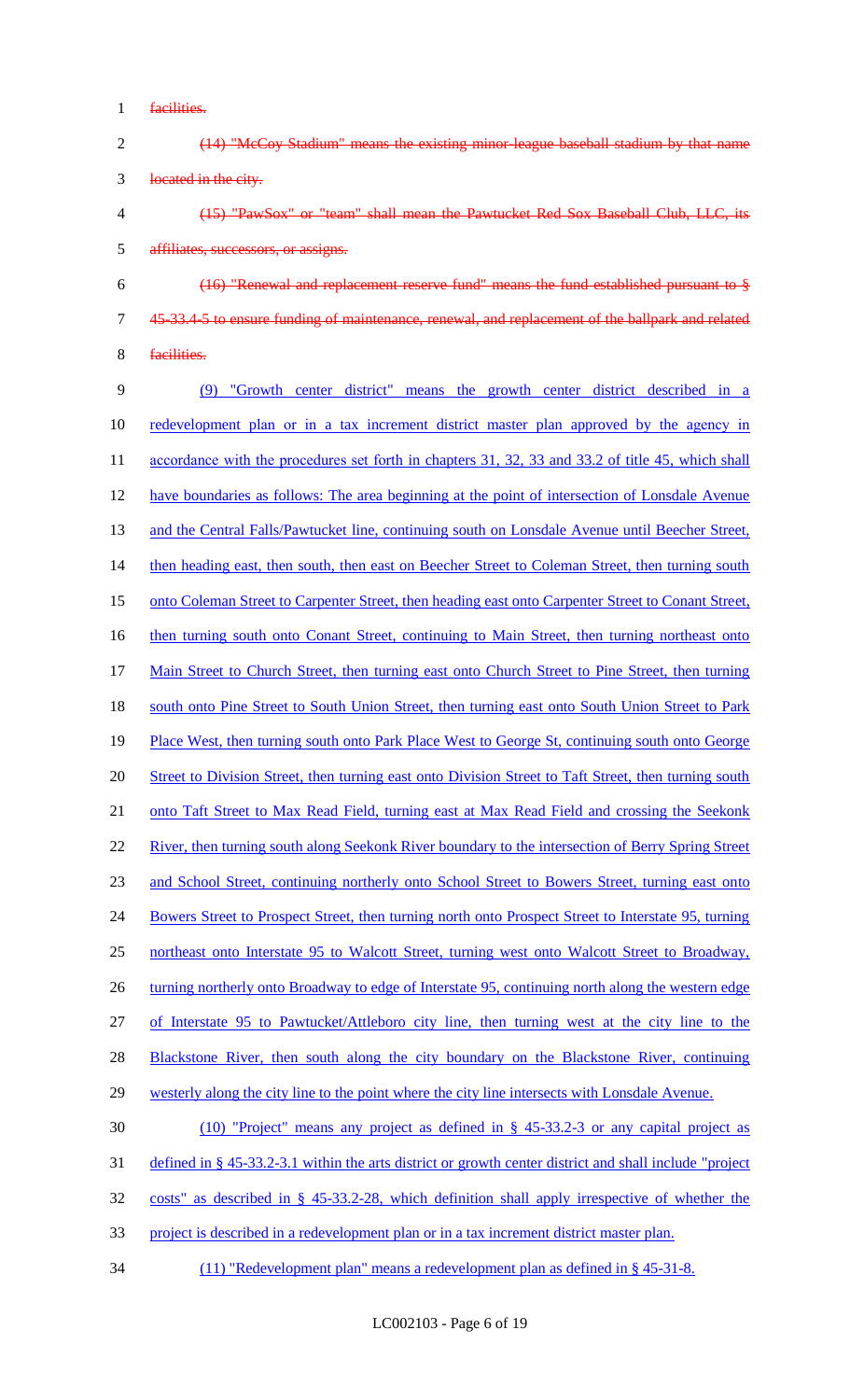~~facilities.~~

~~(14) "McCoy Stadium" means the existing minor-league baseball stadium by that name located in the city.~~

~~(15) "PawSox" or "team" shall mean the Pawtucket Red Sox Baseball Club, LLC, its affiliates, successors, or assigns.~~

~~(16) "Renewal and replacement reserve fund" means the fund established pursuant to § 45-33.4-5 to ensure funding of maintenance, renewal, and replacement of the ballpark and related facilities.~~

<u>(9) "Growth center district" means the growth center district described in a redevelopment plan or in a tax increment district master plan approved by the agency in accordance with the procedures set forth in chapters 31, 32, 33 and 33.2 of title 45, which shall have boundaries as follows: The area beginning at the point of intersection of Lonsdale Avenue and the Central Falls/Pawtucket line, continuing south on Lonsdale Avenue until Beecher Street, then heading east, then south, then east on Beecher Street to Coleman Street, then turning south onto Coleman Street to Carpenter Street, then heading east onto Carpenter Street to Conant Street, then turning south onto Conant Street, continuing to Main Street, then turning northeast onto Main Street to Church Street, then turning east onto Church Street to Pine Street, then turning south onto Pine Street to South Union Street, then turning east onto South Union Street to Park Place West, then turning south onto Park Place West to George St, continuing south onto George Street to Division Street, then turning east onto Division Street to Taft Street, then turning south onto Taft Street to Max Read Field, turning east at Max Read Field and crossing the Seekonk River, then turning south along Seekonk River boundary to the intersection of Berry Spring Street and School Street, continuing northerly onto School Street to Bowers Street, turning east onto Bowers Street to Prospect Street, then turning north onto Prospect Street to Interstate 95, turning northeast onto Interstate 95 to Walcott Street, turning west onto Walcott Street to Broadway, turning northerly onto Broadway to edge of Interstate 95, continuing north along the western edge of Interstate 95 to Pawtucket/Attleboro city line, then turning west at the city line to the Blackstone River, then south along the city boundary on the Blackstone River, continuing westerly along the city line to the point where the city line intersects with Lonsdale Avenue.</u>

<u>(10) "Project" means any project as defined in § 45-33.2-3 or any capital project as defined in § 45-33.2-3.1 within the arts district or growth center district and shall include "project costs" as described in § 45-33.2-28, which definition shall apply irrespective of whether the project is described in a redevelopment plan or in a tax increment district master plan.</u>

<u>(11) "Redevelopment plan" means a redevelopment plan as defined in § 45-31-8.</u>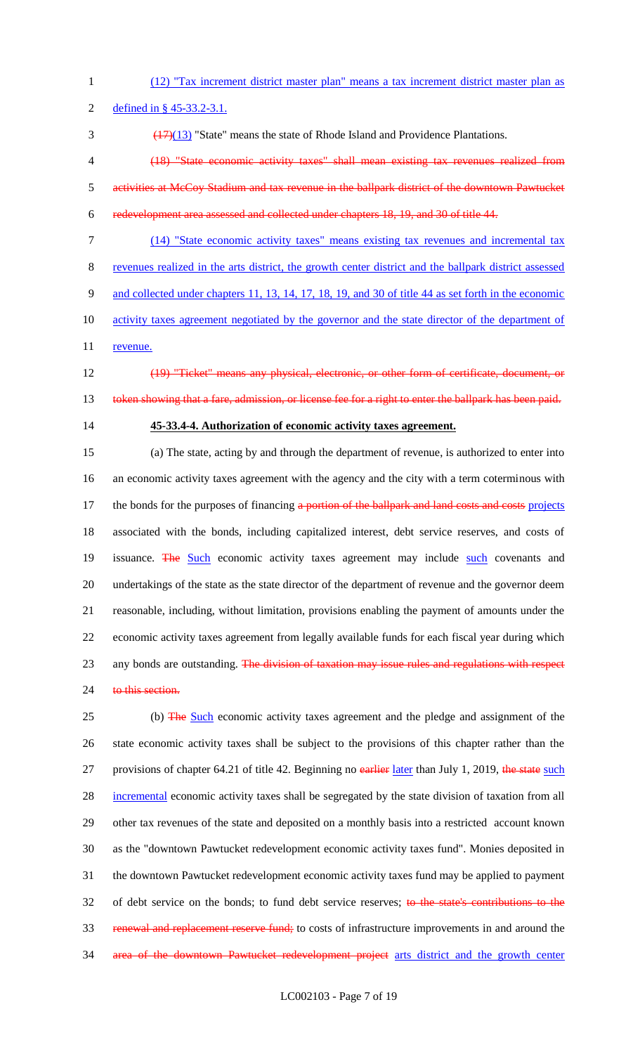(12) "Tax increment district master plan" means a tax increment district master plan as defined in § 45-33.2-3.1.

~~(17)~~(13) "State" means the state of Rhode Island and Providence Plantations.

~~(18) "State economic activity taxes" shall mean existing tax revenues realized from activities at McCoy Stadium and tax revenue in the ballpark district of the downtown Pawtucket redevelopment area assessed and collected under chapters 18, 19, and 30 of title 44.~~

(14) "State economic activity taxes" means existing tax revenues and incremental tax revenues realized in the arts district, the growth center district and the ballpark district assessed and collected under chapters 11, 13, 14, 17, 18, 19, and 30 of title 44 as set forth in the economic activity taxes agreement negotiated by the governor and the state director of the department of revenue.

~~(19) "Ticket" means any physical, electronic, or other form of certificate, document, or token showing that a fare, admission, or license fee for a right to enter the ballpark has been paid.~~

**45-33.4-4. Authorization of economic activity taxes agreement.**

(a) The state, acting by and through the department of revenue, is authorized to enter into an economic activity taxes agreement with the agency and the city with a term coterminous with the bonds for the purposes of financing ~~a portion of the ballpark and land costs and costs~~ projects associated with the bonds, including capitalized interest, debt service reserves, and costs of issuance. ~~The~~ Such economic activity taxes agreement may include such covenants and undertakings of the state as the state director of the department of revenue and the governor deem reasonable, including, without limitation, provisions enabling the payment of amounts under the economic activity taxes agreement from legally available funds for each fiscal year during which any bonds are outstanding. ~~The division of taxation may issue rules and regulations with respect to this section.~~

(b) ~~The~~ Such economic activity taxes agreement and the pledge and assignment of the state economic activity taxes shall be subject to the provisions of this chapter rather than the provisions of chapter 64.21 of title 42. Beginning no ~~earlier~~ later than July 1, 2019, ~~the state~~ such incremental economic activity taxes shall be segregated by the state division of taxation from all other tax revenues of the state and deposited on a monthly basis into a restricted account known as the "downtown Pawtucket redevelopment economic activity taxes fund". Monies deposited in the downtown Pawtucket redevelopment economic activity taxes fund may be applied to payment of debt service on the bonds; to fund debt service reserves; ~~to the state's contributions to the renewal and replacement reserve fund;~~ to costs of infrastructure improvements in and around the ~~area of the downtown Pawtucket redevelopment project~~ arts district and the growth center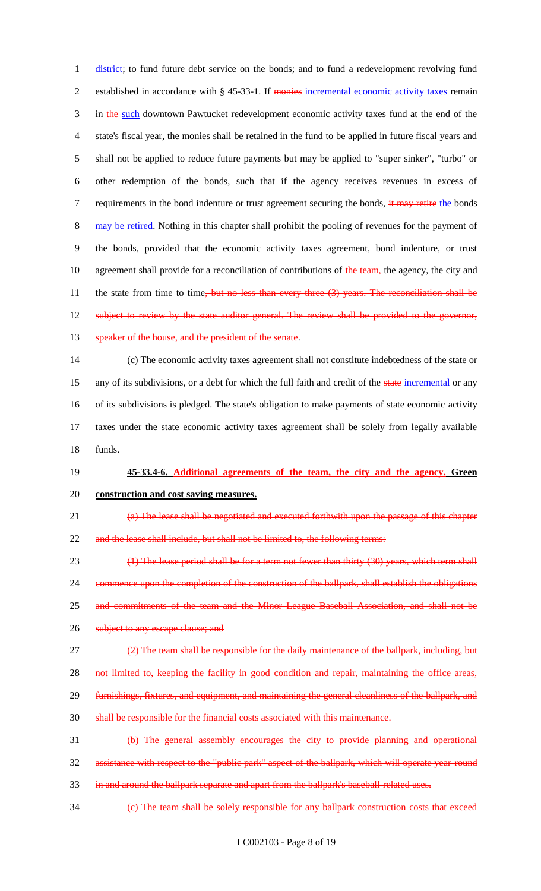district; to fund future debt service on the bonds; and to fund a redevelopment revolving fund established in accordance with § 45-33-1. If ~~monies~~ incremental economic activity taxes remain in ~~the~~ such downtown Pawtucket redevelopment economic activity taxes fund at the end of the state's fiscal year, the monies shall be retained in the fund to be applied in future fiscal years and shall not be applied to reduce future payments but may be applied to "super sinker", "turbo" or other redemption of the bonds, such that if the agency receives revenues in excess of requirements in the bond indenture or trust agreement securing the bonds, ~~it may retire~~ the bonds may be retired. Nothing in this chapter shall prohibit the pooling of revenues for the payment of the bonds, provided that the economic activity taxes agreement, bond indenture, or trust agreement shall provide for a reconciliation of contributions of ~~the team,~~ the agency, the city and the state from time to time~~, but no less than every three (3) years. The reconciliation shall be subject to review by the state auditor general. The review shall be provided to the governor, speaker of the house, and the president of the senate~~.

(c) The economic activity taxes agreement shall not constitute indebtedness of the state or any of its subdivisions, or a debt for which the full faith and credit of the ~~state~~ incremental or any of its subdivisions is pledged. The state's obligation to make payments of state economic activity taxes under the state economic activity taxes agreement shall be solely from legally available funds.

**45-33.4-6. ~~Additional agreements of the team, the city and the agency.~~ Green construction and cost saving measures.**

~~(a) The lease shall be negotiated and executed forthwith upon the passage of this chapter and the lease shall include, but shall not be limited to, the following terms:~~

~~(1) The lease period shall be for a term not fewer than thirty (30) years, which term shall commence upon the completion of the construction of the ballpark, shall establish the obligations and commitments of the team and the Minor League Baseball Association, and shall not be subject to any escape clause; and~~

~~(2) The team shall be responsible for the daily maintenance of the ballpark, including, but not limited to, keeping the facility in good condition and repair, maintaining the office areas, furnishings, fixtures, and equipment, and maintaining the general cleanliness of the ballpark, and shall be responsible for the financial costs associated with this maintenance.~~

~~(b) The general assembly encourages the city to provide planning and operational assistance with respect to the "public park" aspect of the ballpark, which will operate year-round in and around the ballpark separate and apart from the ballpark's baseball-related uses.~~

~~(c) The team shall be solely responsible for any ballpark construction costs that exceed~~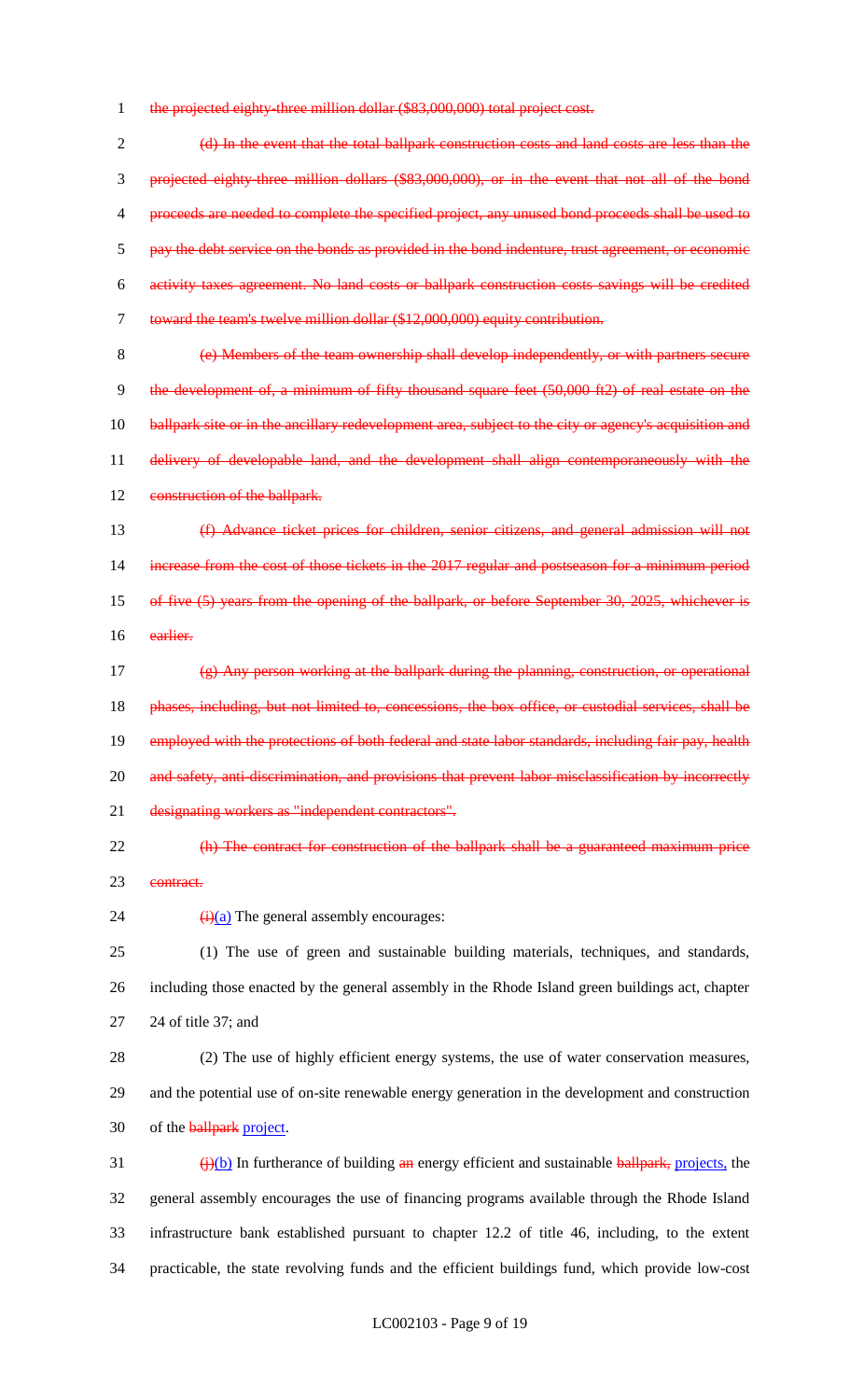~~the projected eighty-three million dollar ($83,000,000) total project cost.~~

~~(d) In the event that the total ballpark construction costs and land costs are less than the projected eighty-three million dollars ($83,000,000), or in the event that not all of the bond proceeds are needed to complete the specified project, any unused bond proceeds shall be used to pay the debt service on the bonds as provided in the bond indenture, trust agreement, or economic activity taxes agreement. No land costs or ballpark construction costs savings will be credited toward the team's twelve million dollar ($12,000,000) equity contribution.~~

~~(e) Members of the team ownership shall develop independently, or with partners secure the development of, a minimum of fifty thousand square feet (50,000 ft2) of real estate on the ballpark site or in the ancillary redevelopment area, subject to the city or agency's acquisition and delivery of developable land, and the development shall align contemporaneously with the construction of the ballpark.~~

~~(f) Advance ticket prices for children, senior citizens, and general admission will not increase from the cost of those tickets in the 2017 regular and postseason for a minimum period of five (5) years from the opening of the ballpark, or before September 30, 2025, whichever is earlier.~~

~~(g) Any person working at the ballpark during the planning, construction, or operational phases, including, but not limited to, concessions, the box office, or custodial services, shall be employed with the protections of both federal and state labor standards, including fair pay, health and safety, anti-discrimination, and provisions that prevent labor misclassification by incorrectly designating workers as "independent contractors".~~

~~(h) The contract for construction of the ballpark shall be a guaranteed maximum price contract.~~

~~(i)~~<u>(a)</u> The general assembly encourages:

(1) The use of green and sustainable building materials, techniques, and standards, including those enacted by the general assembly in the Rhode Island green buildings act, chapter 24 of title 37; and

(2) The use of highly efficient energy systems, the use of water conservation measures, and the potential use of on-site renewable energy generation in the development and construction of the ~~ballpark~~ <u>project</u>.

~~(j)~~<u>(b)</u> In furtherance of building ~~an~~ energy efficient and sustainable ~~ballpark,~~ <u>projects,</u> the general assembly encourages the use of financing programs available through the Rhode Island infrastructure bank established pursuant to chapter 12.2 of title 46, including, to the extent practicable, the state revolving funds and the efficient buildings fund, which provide low-cost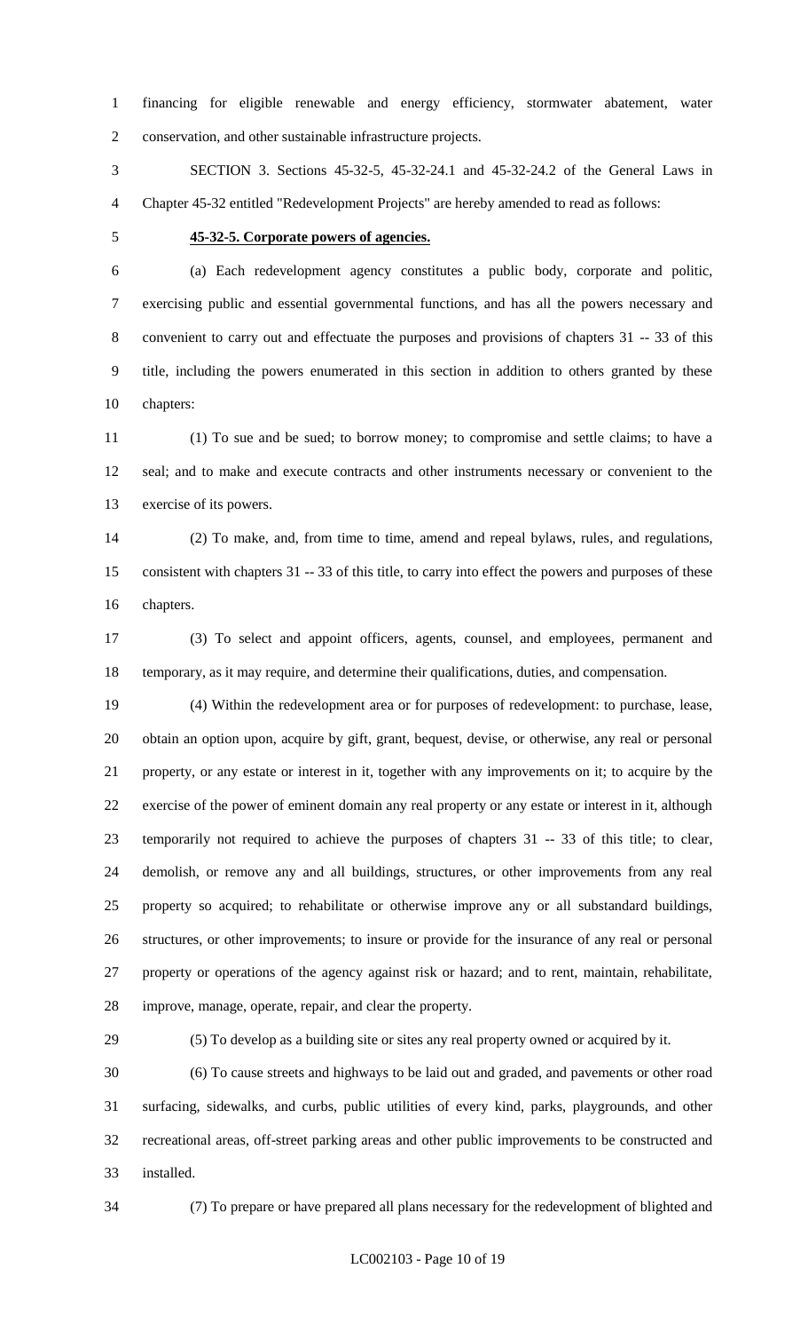financing for eligible renewable and energy efficiency, stormwater abatement, water conservation, and other sustainable infrastructure projects.

SECTION 3. Sections 45-32-5, 45-32-24.1 and 45-32-24.2 of the General Laws in Chapter 45-32 entitled "Redevelopment Projects" are hereby amended to read as follows:

**45-32-5. Corporate powers of agencies.**

(a) Each redevelopment agency constitutes a public body, corporate and politic, exercising public and essential governmental functions, and has all the powers necessary and convenient to carry out and effectuate the purposes and provisions of chapters 31 -- 33 of this title, including the powers enumerated in this section in addition to others granted by these chapters:

(1) To sue and be sued; to borrow money; to compromise and settle claims; to have a seal; and to make and execute contracts and other instruments necessary or convenient to the exercise of its powers.

(2) To make, and, from time to time, amend and repeal bylaws, rules, and regulations, consistent with chapters 31 -- 33 of this title, to carry into effect the powers and purposes of these chapters.

(3) To select and appoint officers, agents, counsel, and employees, permanent and temporary, as it may require, and determine their qualifications, duties, and compensation.

(4) Within the redevelopment area or for purposes of redevelopment: to purchase, lease, obtain an option upon, acquire by gift, grant, bequest, devise, or otherwise, any real or personal property, or any estate or interest in it, together with any improvements on it; to acquire by the exercise of the power of eminent domain any real property or any estate or interest in it, although temporarily not required to achieve the purposes of chapters 31 -- 33 of this title; to clear, demolish, or remove any and all buildings, structures, or other improvements from any real property so acquired; to rehabilitate or otherwise improve any or all substandard buildings, structures, or other improvements; to insure or provide for the insurance of any real or personal property or operations of the agency against risk or hazard; and to rent, maintain, rehabilitate, improve, manage, operate, repair, and clear the property.

(5) To develop as a building site or sites any real property owned or acquired by it.

(6) To cause streets and highways to be laid out and graded, and pavements or other road surfacing, sidewalks, and curbs, public utilities of every kind, parks, playgrounds, and other recreational areas, off-street parking areas and other public improvements to be constructed and installed.

(7) To prepare or have prepared all plans necessary for the redevelopment of blighted and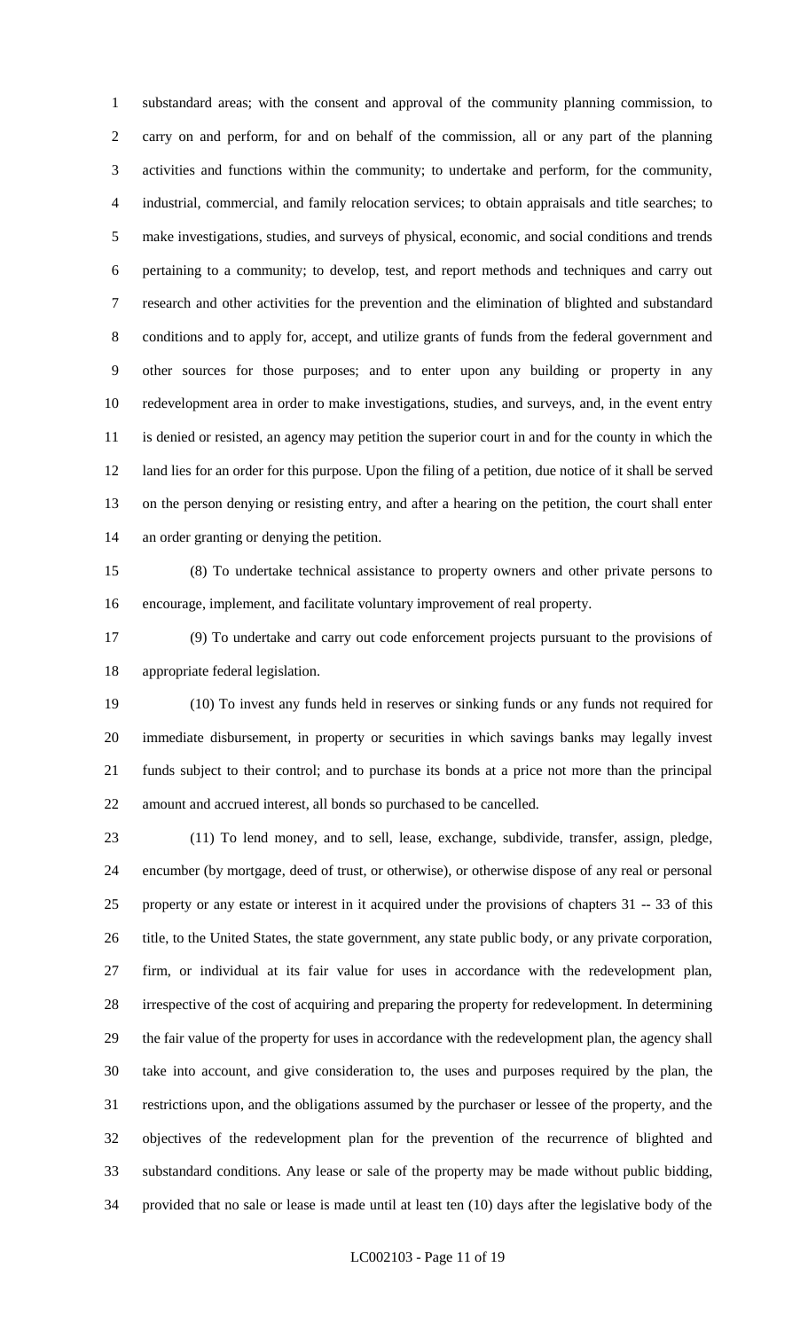substandard areas; with the consent and approval of the community planning commission, to carry on and perform, for and on behalf of the commission, all or any part of the planning activities and functions within the community; to undertake and perform, for the community, industrial, commercial, and family relocation services; to obtain appraisals and title searches; to make investigations, studies, and surveys of physical, economic, and social conditions and trends pertaining to a community; to develop, test, and report methods and techniques and carry out research and other activities for the prevention and the elimination of blighted and substandard conditions and to apply for, accept, and utilize grants of funds from the federal government and other sources for those purposes; and to enter upon any building or property in any redevelopment area in order to make investigations, studies, and surveys, and, in the event entry is denied or resisted, an agency may petition the superior court in and for the county in which the land lies for an order for this purpose. Upon the filing of a petition, due notice of it shall be served on the person denying or resisting entry, and after a hearing on the petition, the court shall enter an order granting or denying the petition.

(8) To undertake technical assistance to property owners and other private persons to encourage, implement, and facilitate voluntary improvement of real property.

(9) To undertake and carry out code enforcement projects pursuant to the provisions of appropriate federal legislation.

(10) To invest any funds held in reserves or sinking funds or any funds not required for immediate disbursement, in property or securities in which savings banks may legally invest funds subject to their control; and to purchase its bonds at a price not more than the principal amount and accrued interest, all bonds so purchased to be cancelled.

(11) To lend money, and to sell, lease, exchange, subdivide, transfer, assign, pledge, encumber (by mortgage, deed of trust, or otherwise), or otherwise dispose of any real or personal property or any estate or interest in it acquired under the provisions of chapters 31 -- 33 of this title, to the United States, the state government, any state public body, or any private corporation, firm, or individual at its fair value for uses in accordance with the redevelopment plan, irrespective of the cost of acquiring and preparing the property for redevelopment. In determining the fair value of the property for uses in accordance with the redevelopment plan, the agency shall take into account, and give consideration to, the uses and purposes required by the plan, the restrictions upon, and the obligations assumed by the purchaser or lessee of the property, and the objectives of the redevelopment plan for the prevention of the recurrence of blighted and substandard conditions. Any lease or sale of the property may be made without public bidding, provided that no sale or lease is made until at least ten (10) days after the legislative body of the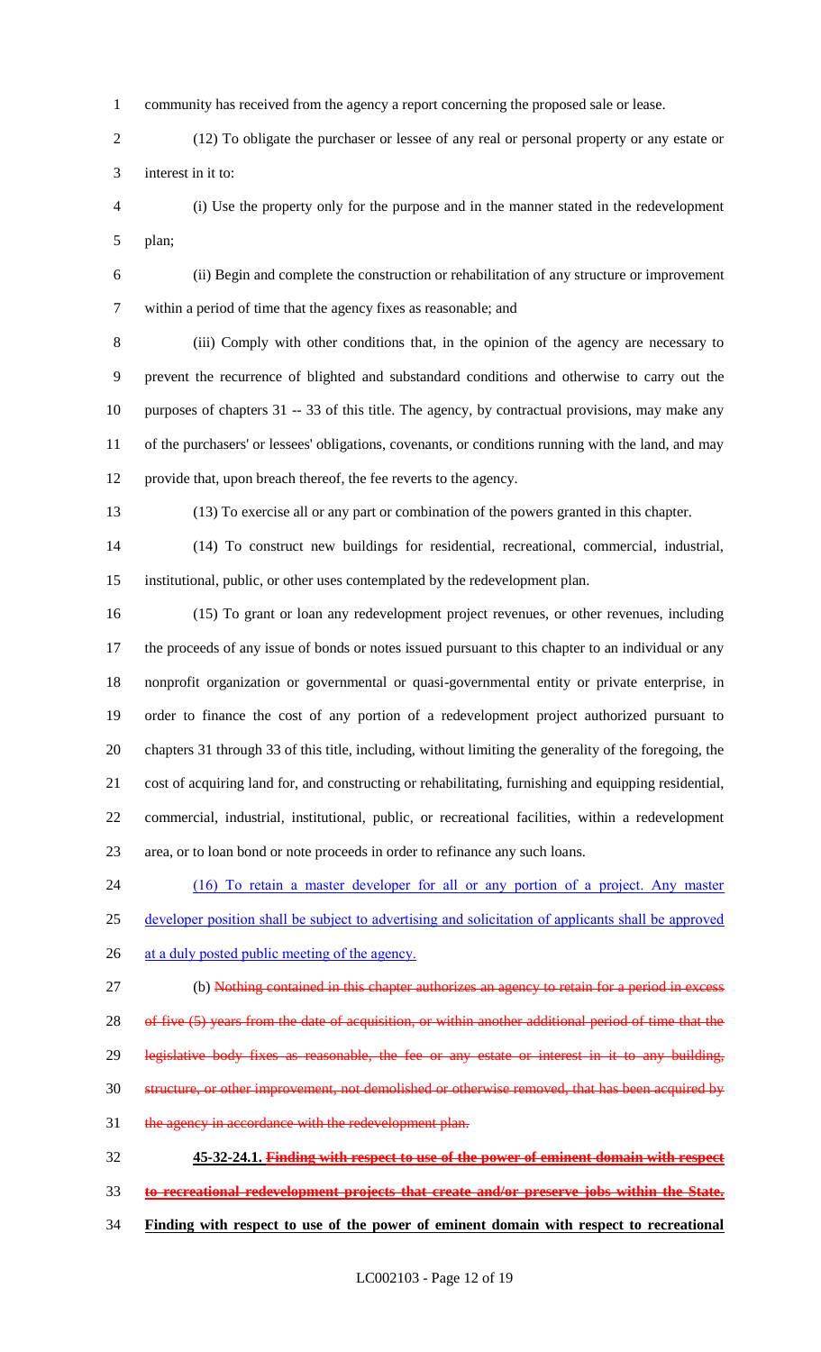community has received from the agency a report concerning the proposed sale or lease.

(12) To obligate the purchaser or lessee of any real or personal property or any estate or interest in it to:

(i) Use the property only for the purpose and in the manner stated in the redevelopment plan;

(ii) Begin and complete the construction or rehabilitation of any structure or improvement within a period of time that the agency fixes as reasonable; and

(iii) Comply with other conditions that, in the opinion of the agency are necessary to prevent the recurrence of blighted and substandard conditions and otherwise to carry out the purposes of chapters 31 -- 33 of this title. The agency, by contractual provisions, may make any of the purchasers' or lessees' obligations, covenants, or conditions running with the land, and may provide that, upon breach thereof, the fee reverts to the agency.

(13) To exercise all or any part or combination of the powers granted in this chapter.

(14) To construct new buildings for residential, recreational, commercial, industrial, institutional, public, or other uses contemplated by the redevelopment plan.

(15) To grant or loan any redevelopment project revenues, or other revenues, including the proceeds of any issue of bonds or notes issued pursuant to this chapter to an individual or any nonprofit organization or governmental or quasi-governmental entity or private enterprise, in order to finance the cost of any portion of a redevelopment project authorized pursuant to chapters 31 through 33 of this title, including, without limiting the generality of the foregoing, the cost of acquiring land for, and constructing or rehabilitating, furnishing and equipping residential, commercial, industrial, institutional, public, or recreational facilities, within a redevelopment area, or to loan bond or note proceeds in order to refinance any such loans.

<u>(16) To retain a master developer for all or any portion of a project. Any master developer position shall be subject to advertising and solicitation of applicants shall be approved at a duly posted public meeting of the agency.</u>

(b) ~~Nothing contained in this chapter authorizes an agency to retain for a period in excess of five (5) years from the date of acquisition, or within another additional period of time that the legislative body fixes as reasonable, the fee or any estate or interest in it to any building, structure, or other improvement, not demolished or otherwise removed, that has been acquired by the agency in accordance with the redevelopment plan.~~

**45-32-24.1. ~~Finding with respect to use of the power of eminent domain with respect to recreational redevelopment projects that create and/or preserve jobs within the State.~~ <u>Finding with respect to use of the power of eminent domain with respect to recreational</u>**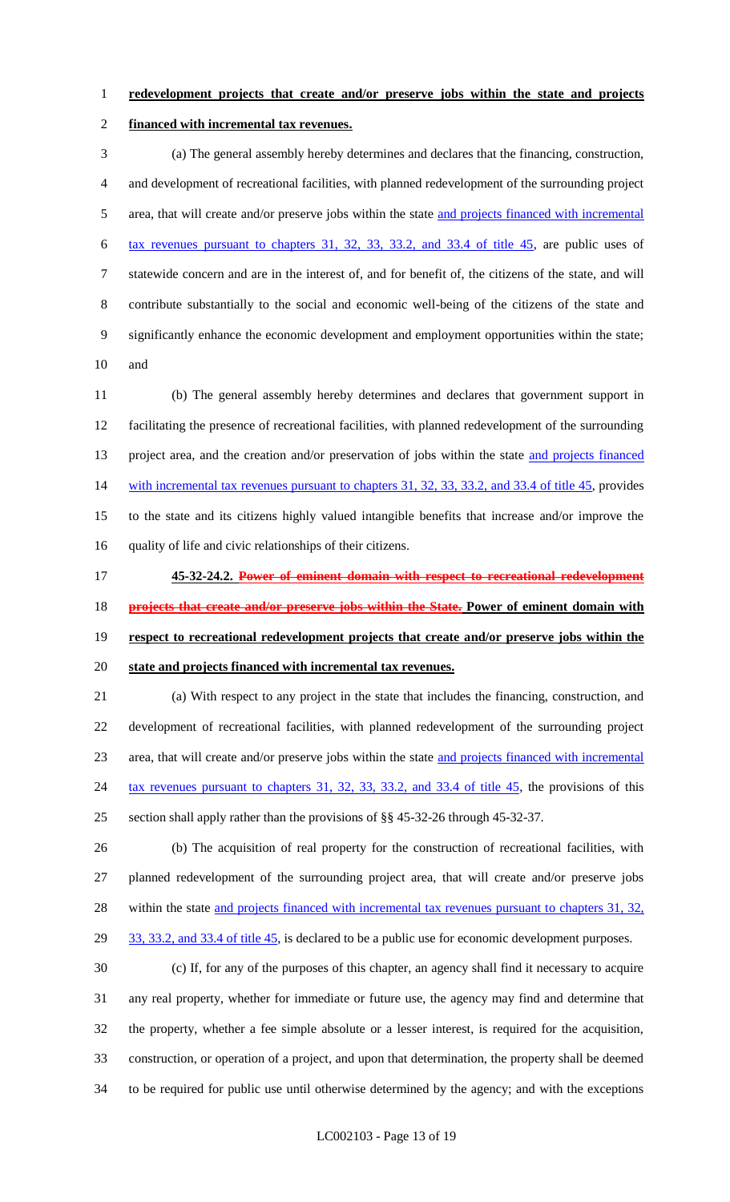**redevelopment projects that create and/or preserve jobs within the state and projects financed with incremental tax revenues.**

(a) The general assembly hereby determines and declares that the financing, construction, and development of recreational facilities, with planned redevelopment of the surrounding project area, that will create and/or preserve jobs within the state and projects financed with incremental tax revenues pursuant to chapters 31, 32, 33, 33.2, and 33.4 of title 45, are public uses of statewide concern and are in the interest of, and for benefit of, the citizens of the state, and will contribute substantially to the social and economic well-being of the citizens of the state and significantly enhance the economic development and employment opportunities within the state; and

(b) The general assembly hereby determines and declares that government support in facilitating the presence of recreational facilities, with planned redevelopment of the surrounding project area, and the creation and/or preservation of jobs within the state and projects financed with incremental tax revenues pursuant to chapters 31, 32, 33, 33.2, and 33.4 of title 45, provides to the state and its citizens highly valued intangible benefits that increase and/or improve the quality of life and civic relationships of their citizens.

**45-32-24.2. ~~Power of eminent domain with respect to recreational redevelopment projects that create and/or preserve jobs within the State.~~ Power of eminent domain with respect to recreational redevelopment projects that create and/or preserve jobs within the state and projects financed with incremental tax revenues.**

(a) With respect to any project in the state that includes the financing, construction, and development of recreational facilities, with planned redevelopment of the surrounding project area, that will create and/or preserve jobs within the state and projects financed with incremental tax revenues pursuant to chapters 31, 32, 33, 33.2, and 33.4 of title 45, the provisions of this section shall apply rather than the provisions of §§ 45-32-26 through 45-32-37.

(b) The acquisition of real property for the construction of recreational facilities, with planned redevelopment of the surrounding project area, that will create and/or preserve jobs within the state and projects financed with incremental tax revenues pursuant to chapters 31, 32, 33, 33.2, and 33.4 of title 45, is declared to be a public use for economic development purposes.

(c) If, for any of the purposes of this chapter, an agency shall find it necessary to acquire any real property, whether for immediate or future use, the agency may find and determine that the property, whether a fee simple absolute or a lesser interest, is required for the acquisition, construction, or operation of a project, and upon that determination, the property shall be deemed to be required for public use until otherwise determined by the agency; and with the exceptions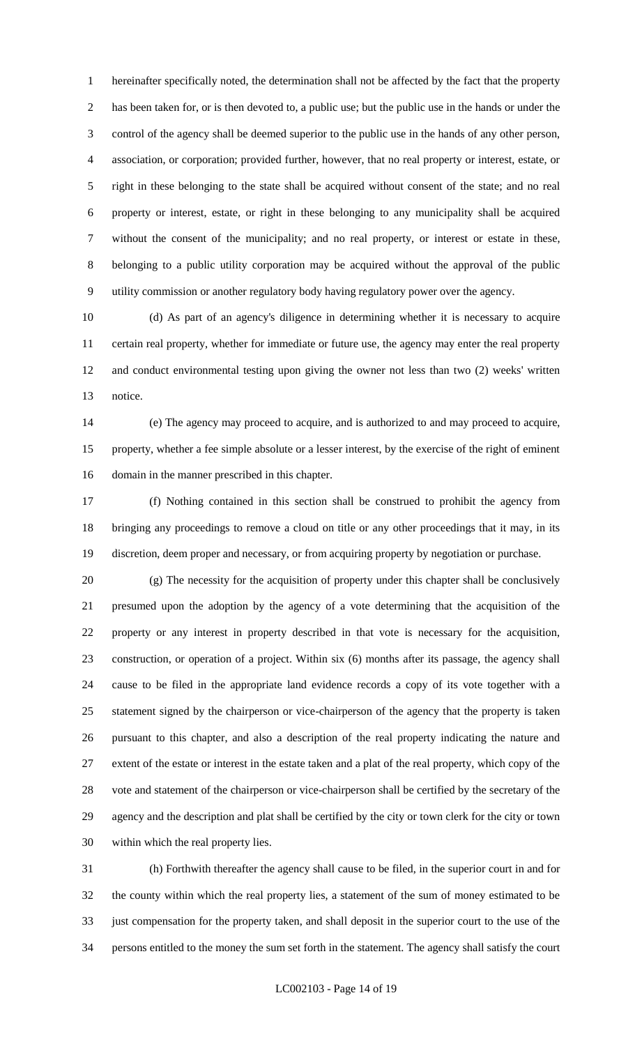hereinafter specifically noted, the determination shall not be affected by the fact that the property has been taken for, or is then devoted to, a public use; but the public use in the hands or under the control of the agency shall be deemed superior to the public use in the hands of any other person, association, or corporation; provided further, however, that no real property or interest, estate, or right in these belonging to the state shall be acquired without consent of the state; and no real property or interest, estate, or right in these belonging to any municipality shall be acquired without the consent of the municipality; and no real property, or interest or estate in these, belonging to a public utility corporation may be acquired without the approval of the public utility commission or another regulatory body having regulatory power over the agency.

(d) As part of an agency's diligence in determining whether it is necessary to acquire certain real property, whether for immediate or future use, the agency may enter the real property and conduct environmental testing upon giving the owner not less than two (2) weeks' written notice.

(e) The agency may proceed to acquire, and is authorized to and may proceed to acquire, property, whether a fee simple absolute or a lesser interest, by the exercise of the right of eminent domain in the manner prescribed in this chapter.

(f) Nothing contained in this section shall be construed to prohibit the agency from bringing any proceedings to remove a cloud on title or any other proceedings that it may, in its discretion, deem proper and necessary, or from acquiring property by negotiation or purchase.

(g) The necessity for the acquisition of property under this chapter shall be conclusively presumed upon the adoption by the agency of a vote determining that the acquisition of the property or any interest in property described in that vote is necessary for the acquisition, construction, or operation of a project. Within six (6) months after its passage, the agency shall cause to be filed in the appropriate land evidence records a copy of its vote together with a statement signed by the chairperson or vice-chairperson of the agency that the property is taken pursuant to this chapter, and also a description of the real property indicating the nature and extent of the estate or interest in the estate taken and a plat of the real property, which copy of the vote and statement of the chairperson or vice-chairperson shall be certified by the secretary of the agency and the description and plat shall be certified by the city or town clerk for the city or town within which the real property lies.

(h) Forthwith thereafter the agency shall cause to be filed, in the superior court in and for the county within which the real property lies, a statement of the sum of money estimated to be just compensation for the property taken, and shall deposit in the superior court to the use of the persons entitled to the money the sum set forth in the statement. The agency shall satisfy the court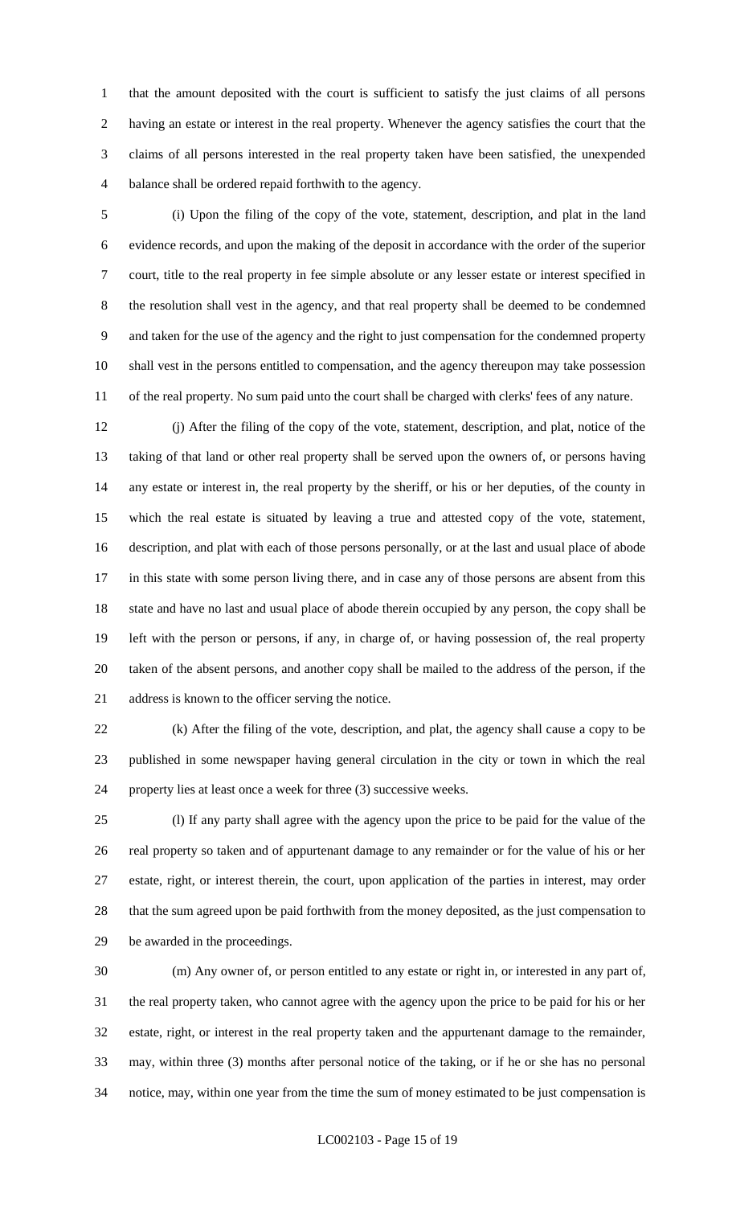that the amount deposited with the court is sufficient to satisfy the just claims of all persons having an estate or interest in the real property. Whenever the agency satisfies the court that the claims of all persons interested in the real property taken have been satisfied, the unexpended balance shall be ordered repaid forthwith to the agency.

(i) Upon the filing of the copy of the vote, statement, description, and plat in the land evidence records, and upon the making of the deposit in accordance with the order of the superior court, title to the real property in fee simple absolute or any lesser estate or interest specified in the resolution shall vest in the agency, and that real property shall be deemed to be condemned and taken for the use of the agency and the right to just compensation for the condemned property shall vest in the persons entitled to compensation, and the agency thereupon may take possession of the real property. No sum paid unto the court shall be charged with clerks' fees of any nature.

(j) After the filing of the copy of the vote, statement, description, and plat, notice of the taking of that land or other real property shall be served upon the owners of, or persons having any estate or interest in, the real property by the sheriff, or his or her deputies, of the county in which the real estate is situated by leaving a true and attested copy of the vote, statement, description, and plat with each of those persons personally, or at the last and usual place of abode in this state with some person living there, and in case any of those persons are absent from this state and have no last and usual place of abode therein occupied by any person, the copy shall be left with the person or persons, if any, in charge of, or having possession of, the real property taken of the absent persons, and another copy shall be mailed to the address of the person, if the address is known to the officer serving the notice.

(k) After the filing of the vote, description, and plat, the agency shall cause a copy to be published in some newspaper having general circulation in the city or town in which the real property lies at least once a week for three (3) successive weeks.

(l) If any party shall agree with the agency upon the price to be paid for the value of the real property so taken and of appurtenant damage to any remainder or for the value of his or her estate, right, or interest therein, the court, upon application of the parties in interest, may order that the sum agreed upon be paid forthwith from the money deposited, as the just compensation to be awarded in the proceedings.

(m) Any owner of, or person entitled to any estate or right in, or interested in any part of, the real property taken, who cannot agree with the agency upon the price to be paid for his or her estate, right, or interest in the real property taken and the appurtenant damage to the remainder, may, within three (3) months after personal notice of the taking, or if he or she has no personal notice, may, within one year from the time the sum of money estimated to be just compensation is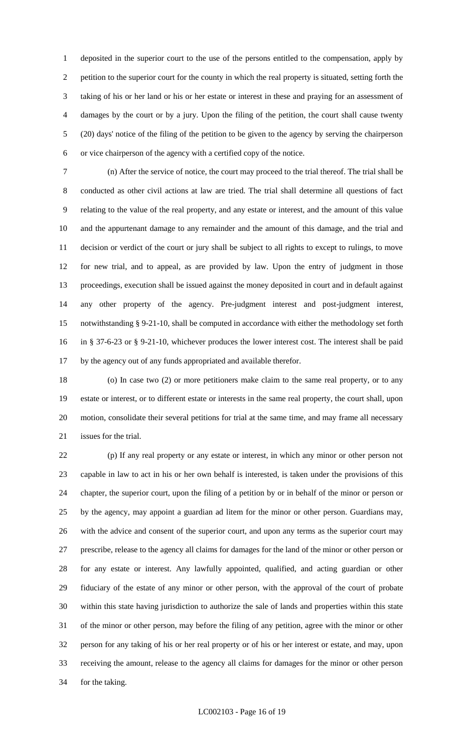deposited in the superior court to the use of the persons entitled to the compensation, apply by petition to the superior court for the county in which the real property is situated, setting forth the taking of his or her land or his or her estate or interest in these and praying for an assessment of damages by the court or by a jury. Upon the filing of the petition, the court shall cause twenty (20) days' notice of the filing of the petition to be given to the agency by serving the chairperson or vice chairperson of the agency with a certified copy of the notice.

(n) After the service of notice, the court may proceed to the trial thereof. The trial shall be conducted as other civil actions at law are tried. The trial shall determine all questions of fact relating to the value of the real property, and any estate or interest, and the amount of this value and the appurtenant damage to any remainder and the amount of this damage, and the trial and decision or verdict of the court or jury shall be subject to all rights to except to rulings, to move for new trial, and to appeal, as are provided by law. Upon the entry of judgment in those proceedings, execution shall be issued against the money deposited in court and in default against any other property of the agency. Pre-judgment interest and post-judgment interest, notwithstanding § 9-21-10, shall be computed in accordance with either the methodology set forth in § 37-6-23 or § 9-21-10, whichever produces the lower interest cost. The interest shall be paid by the agency out of any funds appropriated and available therefor.

(o) In case two (2) or more petitioners make claim to the same real property, or to any estate or interest, or to different estate or interests in the same real property, the court shall, upon motion, consolidate their several petitions for trial at the same time, and may frame all necessary issues for the trial.

(p) If any real property or any estate or interest, in which any minor or other person not capable in law to act in his or her own behalf is interested, is taken under the provisions of this chapter, the superior court, upon the filing of a petition by or in behalf of the minor or person or by the agency, may appoint a guardian ad litem for the minor or other person. Guardians may, with the advice and consent of the superior court, and upon any terms as the superior court may prescribe, release to the agency all claims for damages for the land of the minor or other person or for any estate or interest. Any lawfully appointed, qualified, and acting guardian or other fiduciary of the estate of any minor or other person, with the approval of the court of probate within this state having jurisdiction to authorize the sale of lands and properties within this state of the minor or other person, may before the filing of any petition, agree with the minor or other person for any taking of his or her real property or of his or her interest or estate, and may, upon receiving the amount, release to the agency all claims for damages for the minor or other person for the taking.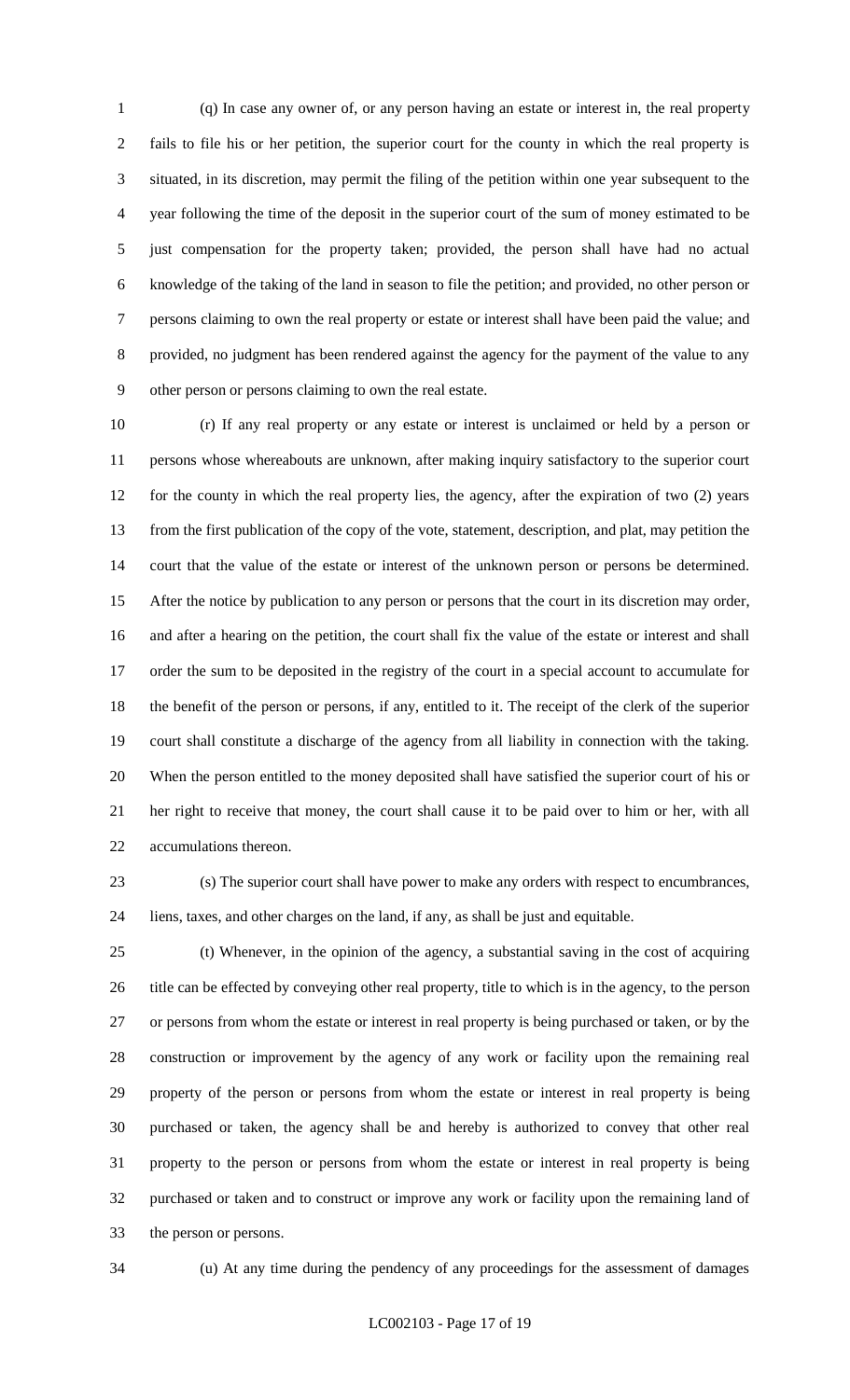(q) In case any owner of, or any person having an estate or interest in, the real property fails to file his or her petition, the superior court for the county in which the real property is situated, in its discretion, may permit the filing of the petition within one year subsequent to the year following the time of the deposit in the superior court of the sum of money estimated to be just compensation for the property taken; provided, the person shall have had no actual knowledge of the taking of the land in season to file the petition; and provided, no other person or persons claiming to own the real property or estate or interest shall have been paid the value; and provided, no judgment has been rendered against the agency for the payment of the value to any other person or persons claiming to own the real estate.

(r) If any real property or any estate or interest is unclaimed or held by a person or persons whose whereabouts are unknown, after making inquiry satisfactory to the superior court for the county in which the real property lies, the agency, after the expiration of two (2) years from the first publication of the copy of the vote, statement, description, and plat, may petition the court that the value of the estate or interest of the unknown person or persons be determined. After the notice by publication to any person or persons that the court in its discretion may order, and after a hearing on the petition, the court shall fix the value of the estate or interest and shall order the sum to be deposited in the registry of the court in a special account to accumulate for the benefit of the person or persons, if any, entitled to it. The receipt of the clerk of the superior court shall constitute a discharge of the agency from all liability in connection with the taking. When the person entitled to the money deposited shall have satisfied the superior court of his or her right to receive that money, the court shall cause it to be paid over to him or her, with all accumulations thereon.

(s) The superior court shall have power to make any orders with respect to encumbrances, liens, taxes, and other charges on the land, if any, as shall be just and equitable.

(t) Whenever, in the opinion of the agency, a substantial saving in the cost of acquiring title can be effected by conveying other real property, title to which is in the agency, to the person or persons from whom the estate or interest in real property is being purchased or taken, or by the construction or improvement by the agency of any work or facility upon the remaining real property of the person or persons from whom the estate or interest in real property is being purchased or taken, the agency shall be and hereby is authorized to convey that other real property to the person or persons from whom the estate or interest in real property is being purchased or taken and to construct or improve any work or facility upon the remaining land of the person or persons.

(u) At any time during the pendency of any proceedings for the assessment of damages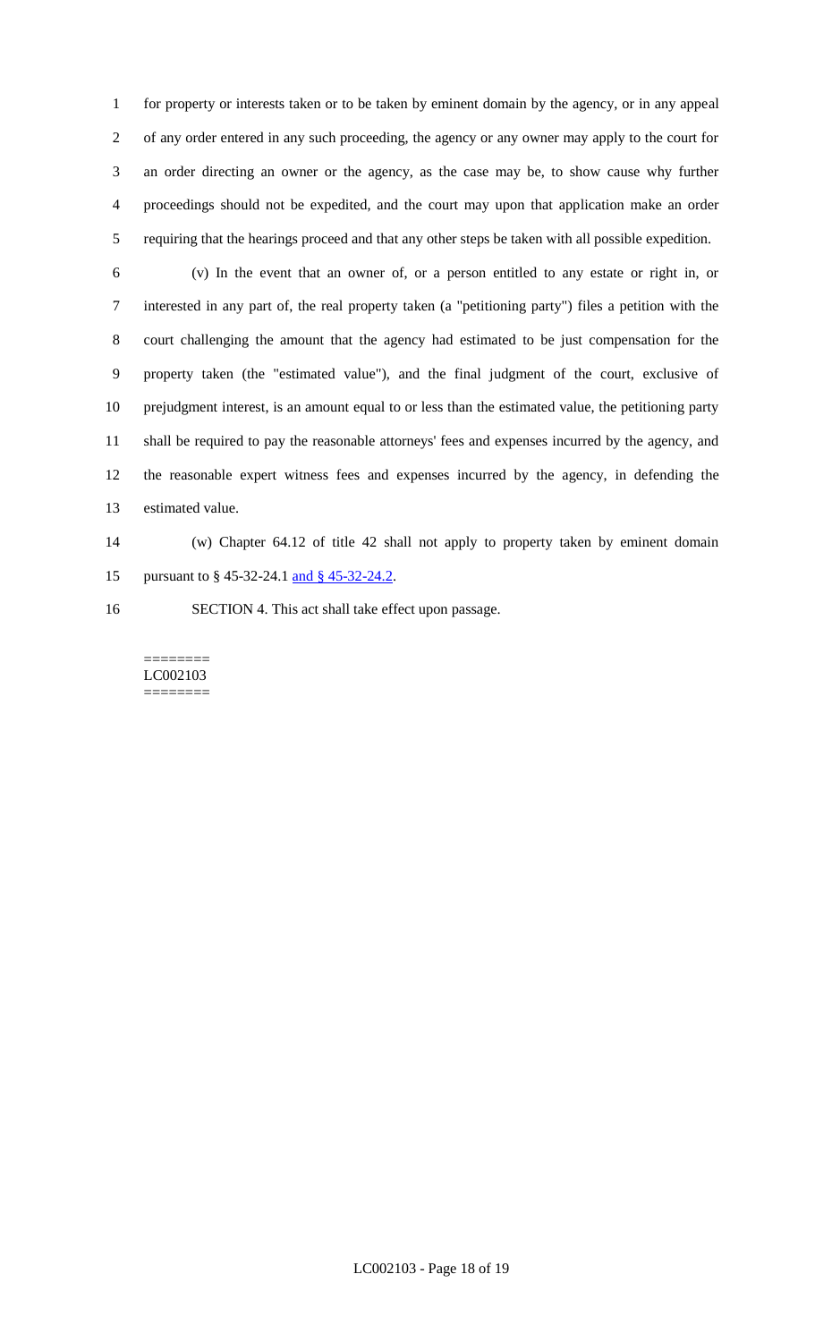for property or interests taken or to be taken by eminent domain by the agency, or in any appeal of any order entered in any such proceeding, the agency or any owner may apply to the court for an order directing an owner or the agency, as the case may be, to show cause why further proceedings should not be expedited, and the court may upon that application make an order requiring that the hearings proceed and that any other steps be taken with all possible expedition.

(v) In the event that an owner of, or a person entitled to any estate or right in, or interested in any part of, the real property taken (a "petitioning party") files a petition with the court challenging the amount that the agency had estimated to be just compensation for the property taken (the "estimated value"), and the final judgment of the court, exclusive of prejudgment interest, is an amount equal to or less than the estimated value, the petitioning party shall be required to pay the reasonable attorneys' fees and expenses incurred by the agency, and the reasonable expert witness fees and expenses incurred by the agency, in defending the estimated value.

(w) Chapter 64.12 of title 42 shall not apply to property taken by eminent domain pursuant to § 45-32-24.1 and § 45-32-24.2.

SECTION 4. This act shall take effect upon passage.

========
LC002103
========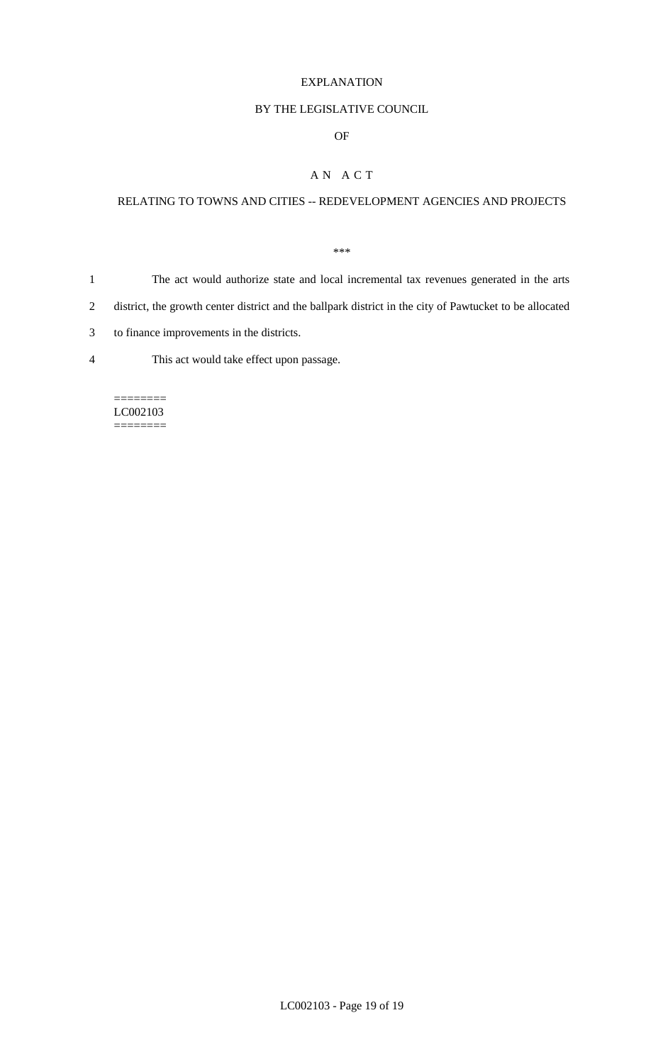EXPLANATION

BY THE LEGISLATIVE COUNCIL

OF

# A N  A C T

RELATING TO TOWNS AND CITIES -- REDEVELOPMENT AGENCIES AND PROJECTS

\*\*\*

1 The act would authorize state and local incremental tax revenues generated in the arts
2 district, the growth center district and the ballpark district in the city of Pawtucket to be allocated
3 to finance improvements in the districts.
4 This act would take effect upon passage.

========
LC002103
========